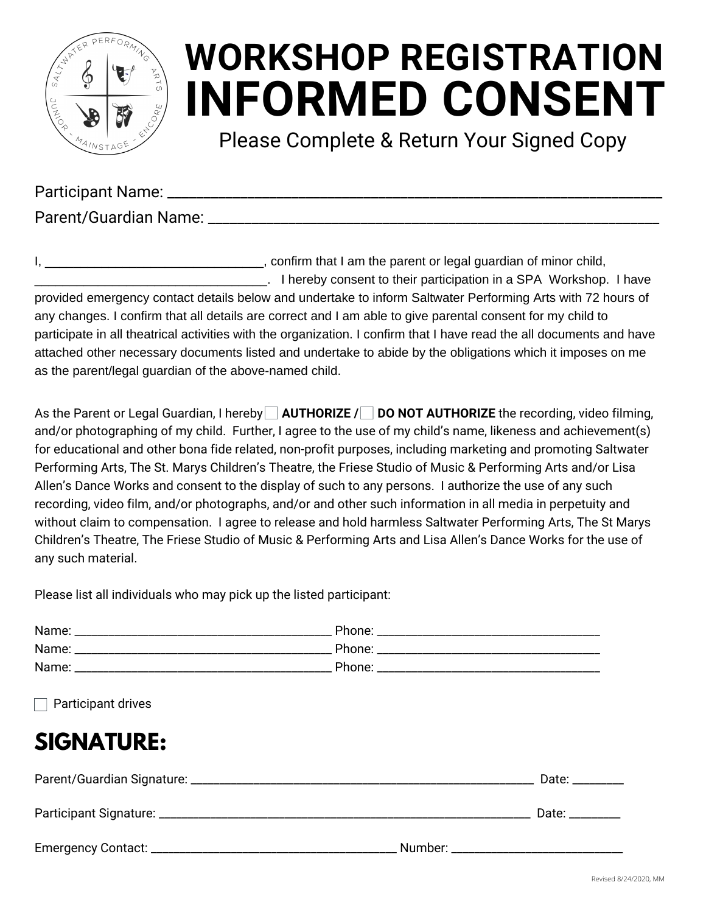# WORKSHOP REGISTRATION
# INFORMED CONSENT

Please Complete & Return Your Signed Copy

Participant Name: ___________________________________________________________

Parent/Guardian Name: ______________________________________________________

I, ________________________________, confirm that I am the parent or legal guardian of minor child, __________________________________. I hereby consent to their participation in a SPA Workshop. I have provided emergency contact details below and undertake to inform Saltwater Performing Arts with 72 hours of any changes. I confirm that all details are correct and I am able to give parental consent for my child to participate in all theatrical activities with the organization. I confirm that I have read the all documents and have attached other necessary documents listed and undertake to abide by the obligations which it imposes on me as the parent/legal guardian of the above-named child.

As the Parent or Legal Guardian, I hereby ☐ **AUTHORIZE** / ☐ **DO NOT AUTHORIZE** the recording, video filming, and/or photographing of my child. Further, I agree to the use of my child's name, likeness and achievement(s) for educational and other bona fide related, non-profit purposes, including marketing and promoting Saltwater Performing Arts, The St. Marys Children's Theatre, the Friese Studio of Music & Performing Arts and/or Lisa Allen's Dance Works and consent to the display of such to any persons. I authorize the use of any such recording, video film, and/or photographs, and/or and other such information in all media in perpetuity and without claim to compensation. I agree to release and hold harmless Saltwater Performing Arts, The St Marys Children's Theatre, The Friese Studio of Music & Performing Arts and Lisa Allen's Dance Works for the use of any such material.

Please list all individuals who may pick up the listed participant:

Name: ________________________________________ Phone: ___________________________________

Name: ________________________________________ Phone: ___________________________________

Name: ________________________________________ Phone: ___________________________________

☐ Participant drives

## SIGNATURE:

Parent/Guardian Signature: ______________________________________________________ Date: ________

Participant Signature: ____________________________________________________________ Date: ________

Emergency Contact: _______________________________________ Number: ___________________________

Revised 8/24/2020, MM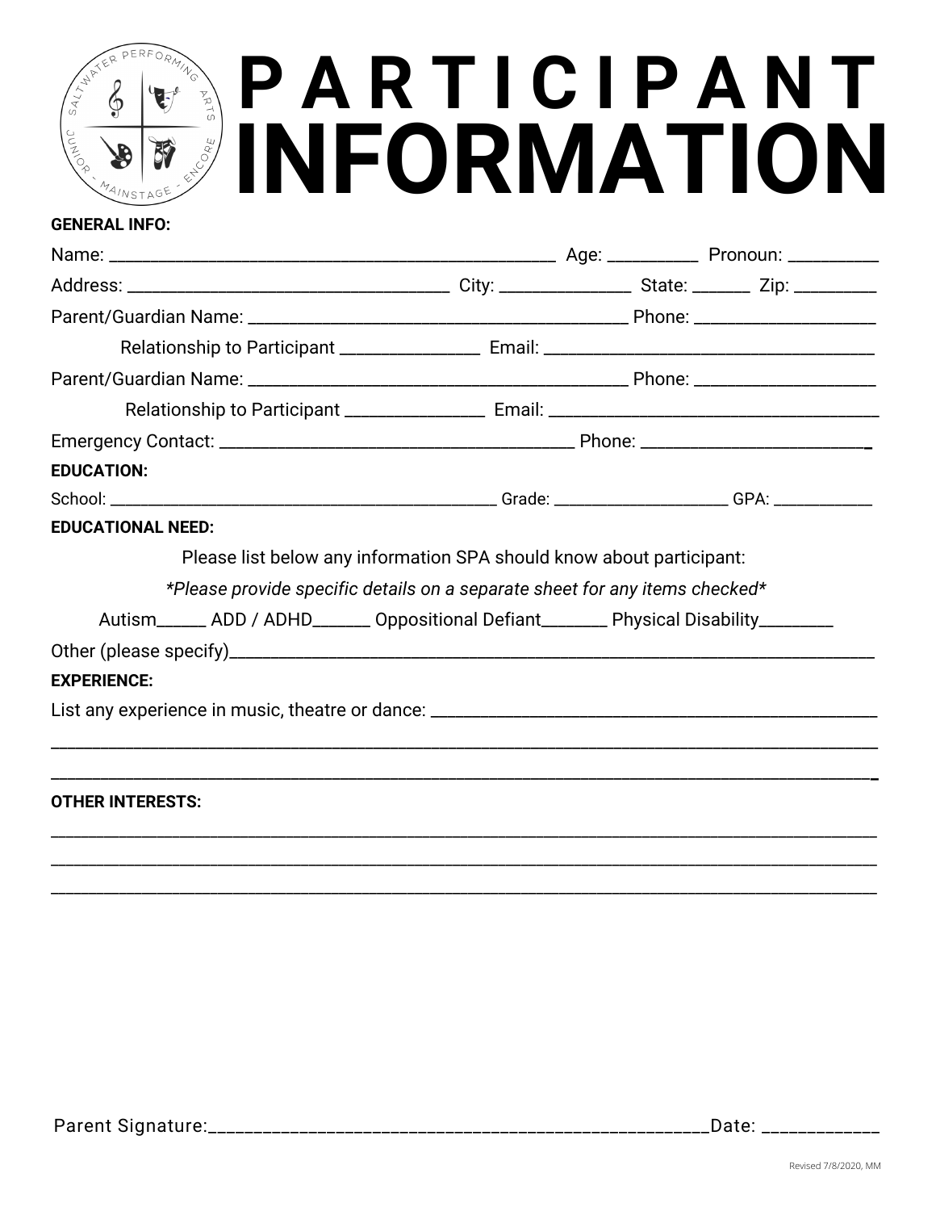# PARTICIPANT INFORMATION

**GENERAL INFO:**

Name: ______________________________________________ Age: _________ Pronoun: _________

Address: _________________________________ City: _____________ State: ______ Zip: ________

Parent/Guardian Name: _______________________________________ Phone: __________________

Relationship to Participant ______________ Email: __________________________________

Parent/Guardian Name: _______________________________________ Phone: __________________

Relationship to Participant ______________ Email: __________________________________

Emergency Contact: ____________________________________ Phone: _______________________

**EDUCATION:**

School: ____________________________________________ Grade: ____________________ GPA: ___________

**EDUCATIONAL NEED:**

Please list below any information SPA should know about participant:

*Please provide specific details on a separate sheet for any items checked*

Autism______ ADD / ADHD_______ Oppositional Defiant_______ Physical Disability________

Other (please specify)_________________________________________________________________

**EXPERIENCE:**

List any experience in music, theatre or dance: _______________________________________

_____________________________________________________________________________________

_____________________________________________________________________________________

**OTHER INTERESTS:**

_____________________________________________________________________________________

_____________________________________________________________________________________

_____________________________________________________________________________________

Parent Signature:____________________________________________________Date: ___________

Revised 7/8/2020, MM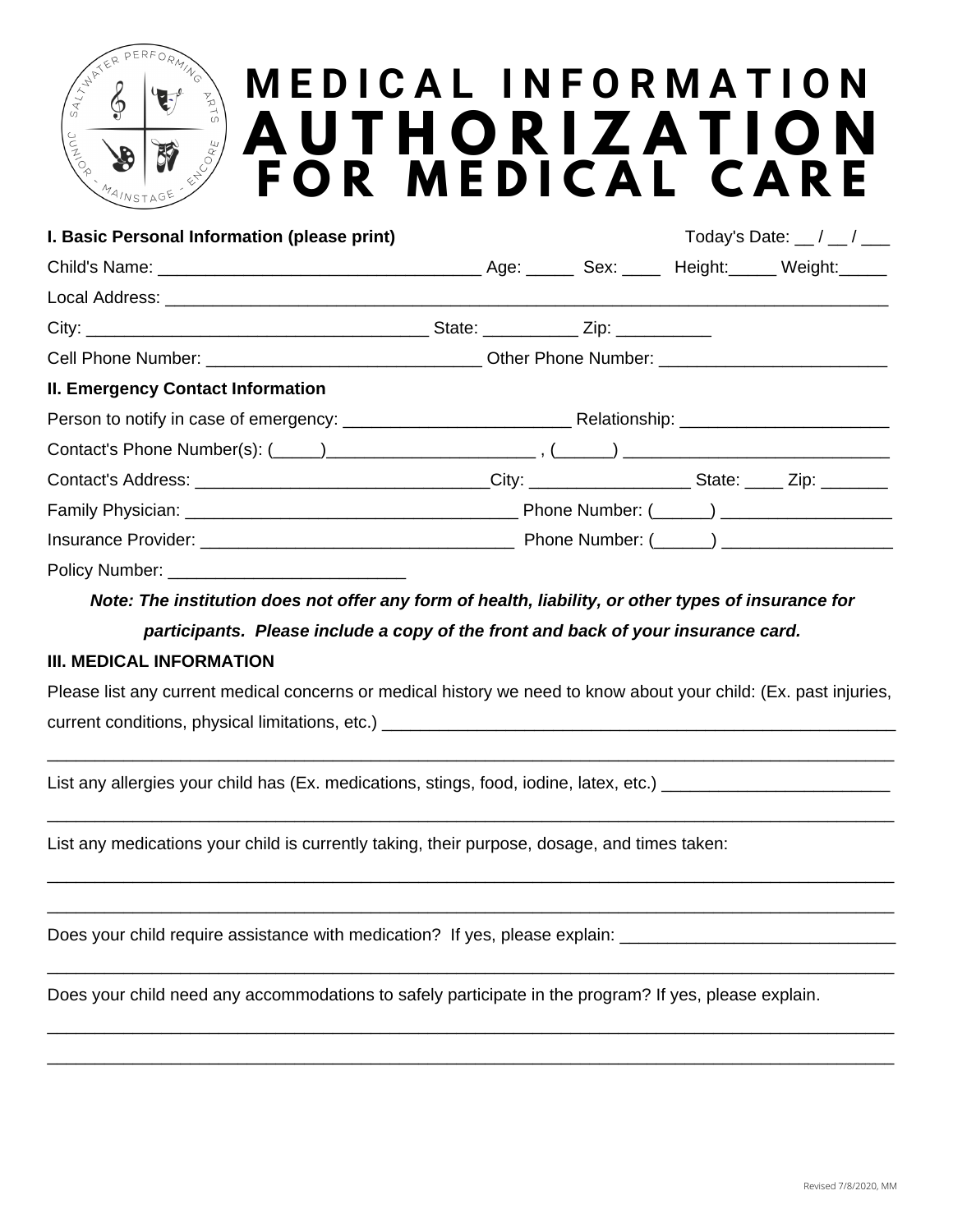# MEDICAL INFORMATION AUTHORIZATION FOR MEDICAL CARE

**I. Basic Personal Information (please print)** Today's Date: __ / __ / ___

Child's Name: ___________________________________ Age: _____ Sex: ____ Height:_____ Weight:_____

Local Address: ___________________________________________________________________________

City: _____________________________________ State: __________ Zip: __________

Cell Phone Number: _____________________________ Other Phone Number: ________________________

**II. Emergency Contact Information**

Person to notify in case of emergency: ________________________ Relationship: ______________________

Contact's Phone Number(s): (_____)______________________ , (______) ____________________________

Contact's Address: _______________________________City: _________________ State: ____ Zip: _______

Family Physician: ____________________________________ Phone Number: (______) __________________

Insurance Provider: _________________________________ Phone Number: (______) __________________

Policy Number: _________________________

***Note: The institution does not offer any form of health, liability, or other types of insurance for participants. Please include a copy of the front and back of your insurance card.***

**III. MEDICAL INFORMATION**

Please list any current medical concerns or medical history we need to know about your child: (Ex. past injuries, current conditions, physical limitations, etc.) _________________________________________________________

____________________________________________________________________________________________

List any allergies your child has (Ex. medications, stings, food, iodine, latex, etc.) ________________________

____________________________________________________________________________________________

List any medications your child is currently taking, their purpose, dosage, and times taken:

____________________________________________________________________________________________

____________________________________________________________________________________________

Does your child require assistance with medication? If yes, please explain: _____________________________

____________________________________________________________________________________________

Does your child need any accommodations to safely participate in the program? If yes, please explain.

____________________________________________________________________________________________

____________________________________________________________________________________________

Revised 7/8/2020, MM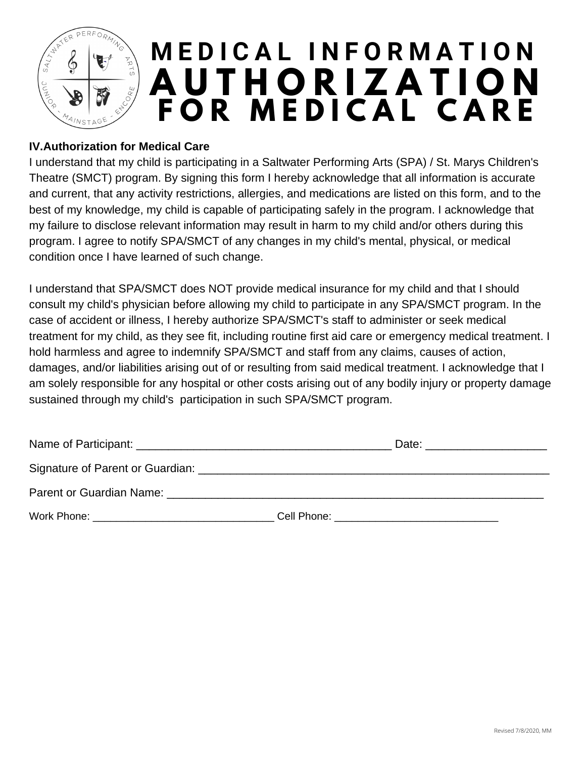# MEDICAL INFORMATION AUTHORIZATION FOR MEDICAL CARE

**IV.Authorization for Medical Care**

I understand that my child is participating in a Saltwater Performing Arts (SPA) / St. Marys Children's Theatre (SMCT) program. By signing this form I hereby acknowledge that all information is accurate and current, that any activity restrictions, allergies, and medications are listed on this form, and to the best of my knowledge, my child is capable of participating safely in the program. I acknowledge that my failure to disclose relevant information may result in harm to my child and/or others during this program. I agree to notify SPA/SMCT of any changes in my child's mental, physical, or medical condition once I have learned of such change.

I understand that SPA/SMCT does NOT provide medical insurance for my child and that I should consult my child's physician before allowing my child to participate in any SPA/SMCT program. In the case of accident or illness, I hereby authorize SPA/SMCT's staff to administer or seek medical treatment for my child, as they see fit, including routine first aid care or emergency medical treatment. I hold harmless and agree to indemnify SPA/SMCT and staff from any claims, causes of action, damages, and/or liabilities arising out of or resulting from said medical treatment. I acknowledge that I am solely responsible for any hospital or other costs arising out of any bodily injury or property damage sustained through my child's participation in such SPA/SMCT program.

Name of Participant: ________________________________________ Date: ___________________

Signature of Parent or Guardian: ________________________________________________________

Parent or Guardian Name: ____________________________________________________________

Work Phone: ______________________________ Cell Phone: ___________________________

Revised 7/8/2020, MM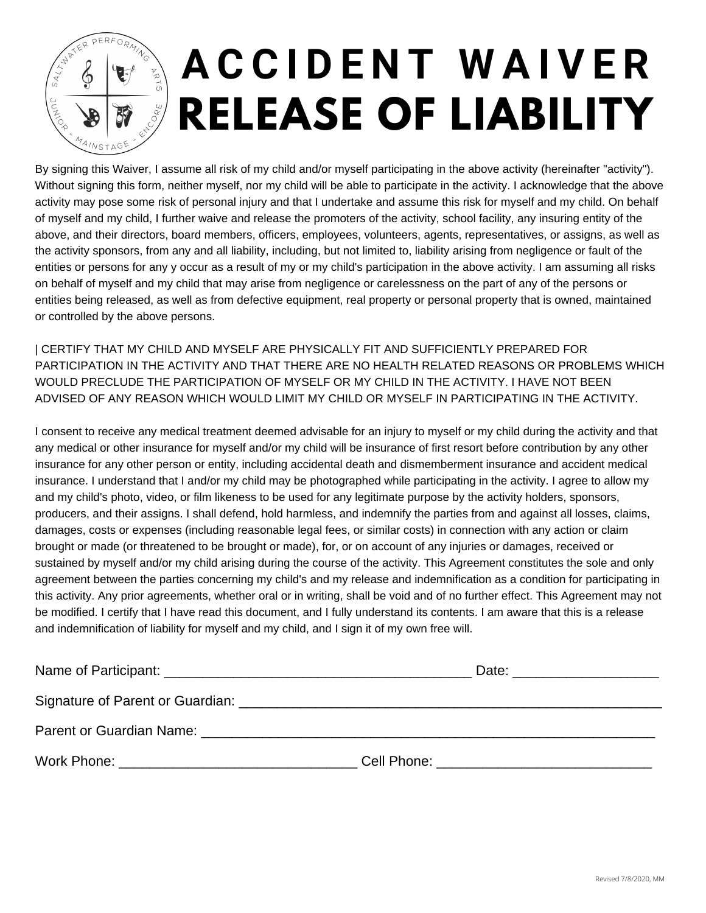# ACCIDENT WAIVER
# RELEASE OF LIABILITY

By signing this Waiver, I assume all risk of my child and/or myself participating in the above activity (hereinafter "activity"). Without signing this form, neither myself, nor my child will be able to participate in the activity. I acknowledge that the above activity may pose some risk of personal injury and that I undertake and assume this risk for myself and my child. On behalf of myself and my child, I further waive and release the promoters of the activity, school facility, any insuring entity of the above, and their directors, board members, officers, employees, volunteers, agents, representatives, or assigns, as well as the activity sponsors, from any and all liability, including, but not limited to, liability arising from negligence or fault of the entities or persons for any y occur as a result of my or my child's participation in the above activity. I am assuming all risks on behalf of myself and my child that may arise from negligence or carelessness on the part of any of the persons or entities being released, as well as from defective equipment, real property or personal property that is owned, maintained or controlled by the above persons.

| CERTIFY THAT MY CHILD AND MYSELF ARE PHYSICALLY FIT AND SUFFICIENTLY PREPARED FOR PARTICIPATION IN THE ACTIVITY AND THAT THERE ARE NO HEALTH RELATED REASONS OR PROBLEMS WHICH WOULD PRECLUDE THE PARTICIPATION OF MYSELF OR MY CHILD IN THE ACTIVITY. I HAVE NOT BEEN ADVISED OF ANY REASON WHICH WOULD LIMIT MY CHILD OR MYSELF IN PARTICIPATING IN THE ACTIVITY.

I consent to receive any medical treatment deemed advisable for an injury to myself or my child during the activity and that any medical or other insurance for myself and/or my child will be insurance of first resort before contribution by any other insurance for any other person or entity, including accidental death and dismemberment insurance and accident medical insurance. I understand that I and/or my child may be photographed while participating in the activity. I agree to allow my and my child's photo, video, or film likeness to be used for any legitimate purpose by the activity holders, sponsors, producers, and their assigns. I shall defend, hold harmless, and indemnify the parties from and against all losses, claims, damages, costs or expenses (including reasonable legal fees, or similar costs) in connection with any action or claim brought or made (or threatened to be brought or made), for, or on account of any injuries or damages, received or sustained by myself and/or my child arising during the course of the activity. This Agreement constitutes the sole and only agreement between the parties concerning my child's and my release and indemnification as a condition for participating in this activity. Any prior agreements, whether oral or in writing, shall be void and of no further effect. This Agreement may not be modified. I certify that I have read this document, and I fully understand its contents. I am aware that this is a release and indemnification of liability for myself and my child, and I sign it of my own free will.

Name of Participant: ________________________________________ Date: __________________

Signature of Parent or Guardian: ________________________________________________________

Parent or Guardian Name: _____________________________________________________________

Work Phone: _______________________________ Cell Phone: ____________________________

Revised 7/8/2020, MM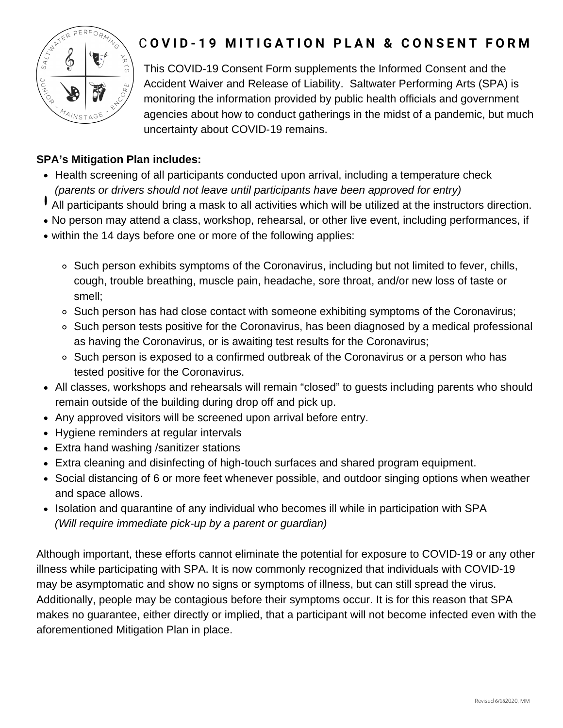# COVID-19 MITIGATION PLAN & CONSENT FORM

This COVID-19 Consent Form supplements the Informed Consent and the Accident Waiver and Release of Liability. Saltwater Performing Arts (SPA) is monitoring the information provided by public health officials and government agencies about how to conduct gatherings in the midst of a pandemic, but much uncertainty about COVID-19 remains.

**SPA's Mitigation Plan includes:**

- Health screening of all participants conducted upon arrival, including a temperature check *(parents or drivers should not leave until participants have been approved for entry)*
- All participants should bring a mask to all activities which will be utilized at the instructors direction.
- No person may attend a class, workshop, rehearsal, or other live event, including performances, if
- within the 14 days before one or more of the following applies:
    - Such person exhibits symptoms of the Coronavirus, including but not limited to fever, chills, cough, trouble breathing, muscle pain, headache, sore throat, and/or new loss of taste or smell;
    - Such person has had close contact with someone exhibiting symptoms of the Coronavirus;
    - Such person tests positive for the Coronavirus, has been diagnosed by a medical professional as having the Coronavirus, or is awaiting test results for the Coronavirus;
    - Such person is exposed to a confirmed outbreak of the Coronavirus or a person who has tested positive for the Coronavirus.
- All classes, workshops and rehearsals will remain "closed" to guests including parents who should remain outside of the building during drop off and pick up.
- Any approved visitors will be screened upon arrival before entry.
- Hygiene reminders at regular intervals
- Extra hand washing /sanitizer stations
- Extra cleaning and disinfecting of high-touch surfaces and shared program equipment.
- Social distancing of 6 or more feet whenever possible, and outdoor singing options when weather and space allows.
- Isolation and quarantine of any individual who becomes ill while in participation with SPA *(Will require immediate pick-up by a parent or guardian)*

Although important, these efforts cannot eliminate the potential for exposure to COVID-19 or any other illness while participating with SPA. It is now commonly recognized that individuals with COVID-19 may be asymptomatic and show no signs or symptoms of illness, but can still spread the virus. Additionally, people may be contagious before their symptoms occur. It is for this reason that SPA makes no guarantee, either directly or implied, that a participant will not become infected even with the aforementioned Mitigation Plan in place.

Revised 6/182020, MM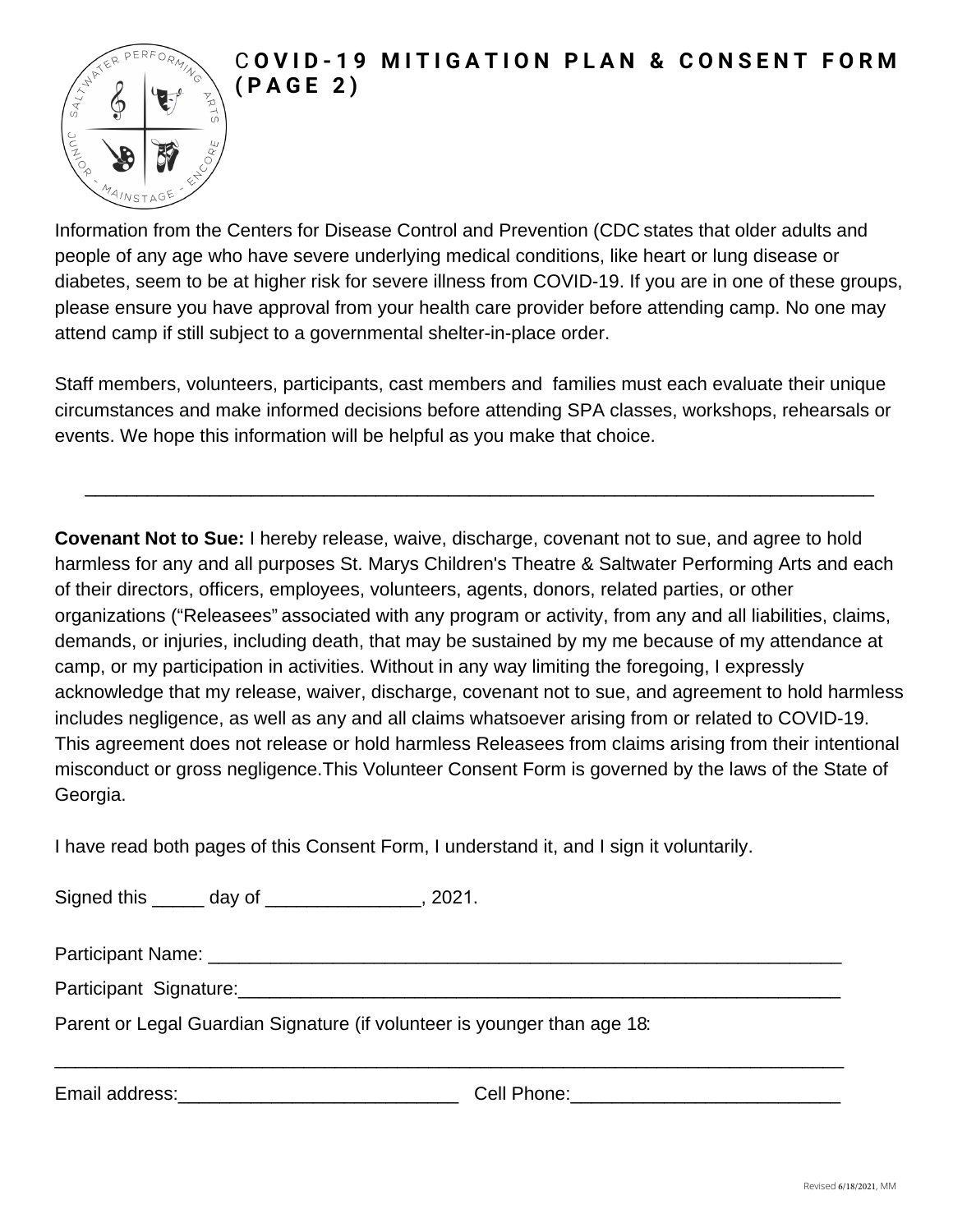# COVID-19 MITIGATION PLAN & CONSENT FORM (PAGE 2)

Information from the Centers for Disease Control and Prevention (CDC states that older adults and people of any age who have severe underlying medical conditions, like heart or lung disease or diabetes, seem to be at higher risk for severe illness from COVID-19. If you are in one of these groups, please ensure you have approval from your health care provider before attending camp. No one may attend camp if still subject to a governmental shelter-in-place order.

Staff members, volunteers, participants, cast members and families must each evaluate their unique circumstances and make informed decisions before attending SPA classes, workshops, rehearsals or events. We hope this information will be helpful as you make that choice.

---

**Covenant Not to Sue:** I hereby release, waive, discharge, covenant not to sue, and agree to hold harmless for any and all purposes St. Marys Children's Theatre & Saltwater Performing Arts and each of their directors, officers, employees, volunteers, agents, donors, related parties, or other organizations ("Releasees" associated with any program or activity, from any and all liabilities, claims, demands, or injuries, including death, that may be sustained by my me because of my attendance at camp, or my participation in activities. Without in any way limiting the foregoing, I expressly acknowledge that my release, waiver, discharge, covenant not to sue, and agreement to hold harmless includes negligence, as well as any and all claims whatsoever arising from or related to COVID-19. This agreement does not release or hold harmless Releasees from claims arising from their intentional misconduct or gross negligence.This Volunteer Consent Form is governed by the laws of the State of Georgia.

I have read both pages of this Consent Form, I understand it, and I sign it voluntarily.

Signed this _____ day of _______________, 2021.

Participant Name: _______________________________________________________________

Participant Signature:____________________________________________________________

Parent or Legal Guardian Signature (if volunteer is younger than age 18:

_________________________________________________________________________________

Email address:___________________________ Cell Phone:__________________________

Revised 6/18/2021, MM